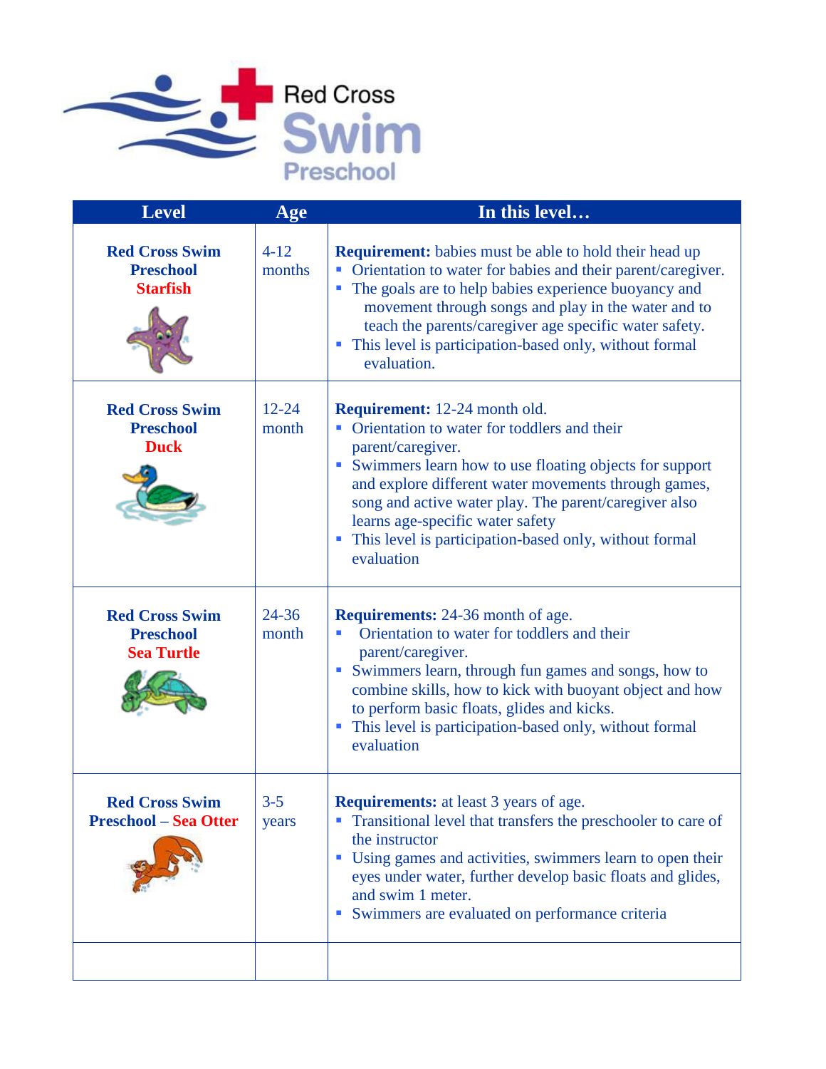Red Cross Swim Preschool

| Level | Age | In this level… |
| --- | --- | --- |
| **Red Cross Swim Preschool Starfish** | 4-12 months | **Requirement:** babies must be able to hold their head up<br>▪ Orientation to water for babies and their parent/caregiver.<br>▪ The goals are to help babies experience buoyancy and movement through songs and play in the water and to teach the parents/caregiver age specific water safety.<br>▪ This level is participation-based only, without formal evaluation. |
| **Red Cross Swim Preschool Duck** | 12-24 month | **Requirement:** 12-24 month old.<br>▪ Orientation to water for toddlers and their parent/caregiver.<br>▪ Swimmers learn how to use floating objects for support and explore different water movements through games, song and active water play. The parent/caregiver also learns age-specific water safety<br>▪ This level is participation-based only, without formal evaluation |
| **Red Cross Swim Preschool Sea Turtle** | 24-36 month | **Requirements:** 24-36 month of age.<br>▪ Orientation to water for toddlers and their parent/caregiver.<br>▪ Swimmers learn, through fun games and songs, how to combine skills, how to kick with buoyant object and how to perform basic floats, glides and kicks.<br>▪ This level is participation-based only, without formal evaluation |
| **Red Cross Swim Preschool – Sea Otter** | 3-5 years | **Requirements:** at least 3 years of age.<br>▪ Transitional level that transfers the preschooler to care of the instructor<br>▪ Using games and activities, swimmers learn to open their eyes under water, further develop basic floats and glides, and swim 1 meter.<br>▪ Swimmers are evaluated on performance criteria |
| | | |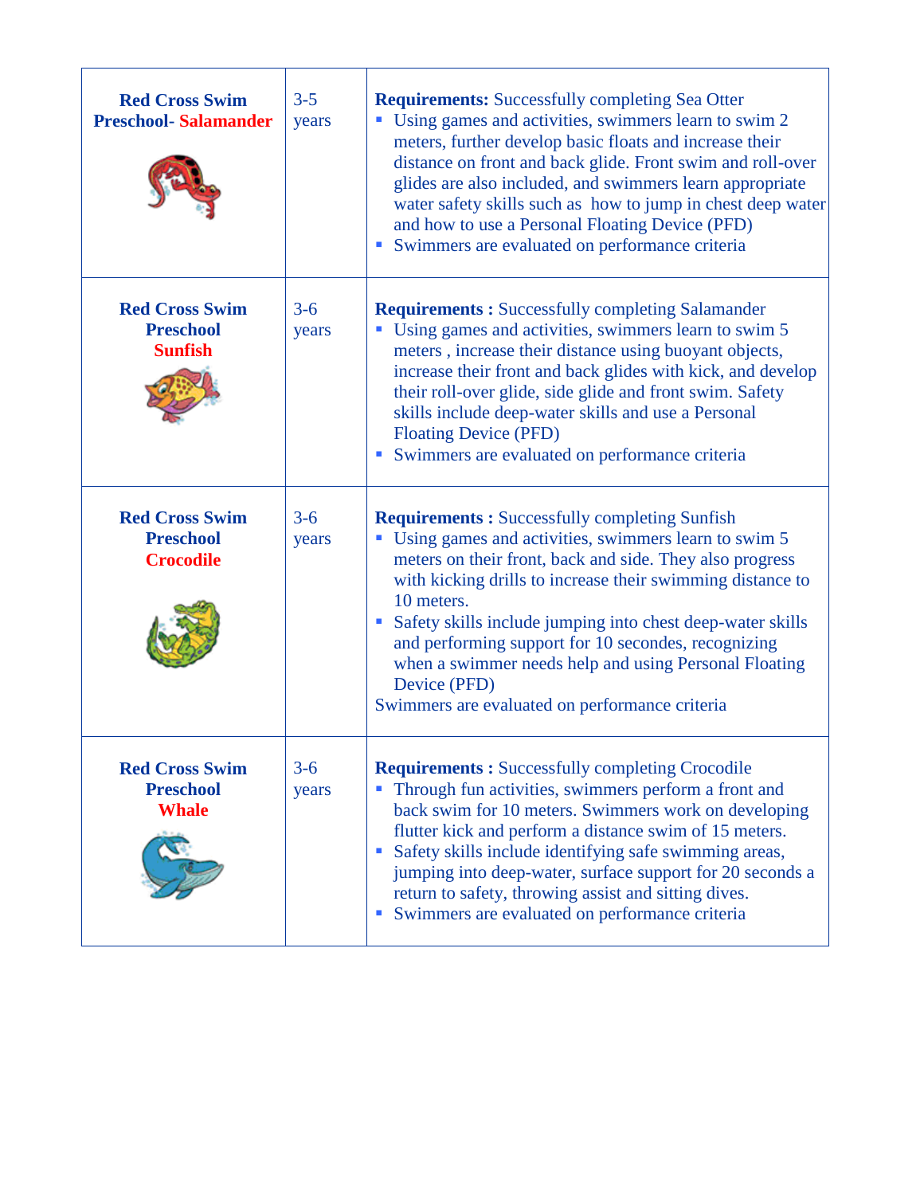| | | |
|---|---|---|
| **Red Cross Swim Preschool- Salamander** | 3-5 years | **Requirements:** Successfully completing Sea Otter<br>▪ Using games and activities, swimmers learn to swim 2 meters, further develop basic floats and increase their distance on front and back glide. Front swim and roll-over glides are also included, and swimmers learn appropriate water safety skills such as how to jump in chest deep water and how to use a Personal Floating Device (PFD)<br>▪ Swimmers are evaluated on performance criteria |
| **Red Cross Swim Preschool Sunfish** | 3-6 years | **Requirements :** Successfully completing Salamander<br>▪ Using games and activities, swimmers learn to swim 5 meters , increase their distance using buoyant objects, increase their front and back glides with kick, and develop their roll-over glide, side glide and front swim. Safety skills include deep-water skills and use a Personal Floating Device (PFD)<br>▪ Swimmers are evaluated on performance criteria |
| **Red Cross Swim Preschool Crocodile** | 3-6 years | **Requirements :** Successfully completing Sunfish<br>▪ Using games and activities, swimmers learn to swim 5 meters on their front, back and side. They also progress with kicking drills to increase their swimming distance to 10 meters.<br>▪ Safety skills include jumping into chest deep-water skills and performing support for 10 secondes, recognizing when a swimmer needs help and using Personal Floating Device (PFD)<br>Swimmers are evaluated on performance criteria |
| **Red Cross Swim Preschool Whale** | 3-6 years | **Requirements :** Successfully completing Crocodile<br>▪ Through fun activities, swimmers perform a front and back swim for 10 meters. Swimmers work on developing flutter kick and perform a distance swim of 15 meters.<br>▪ Safety skills include identifying safe swimming areas, jumping into deep-water, surface support for 20 seconds a return to safety, throwing assist and sitting dives.<br>▪ Swimmers are evaluated on performance criteria |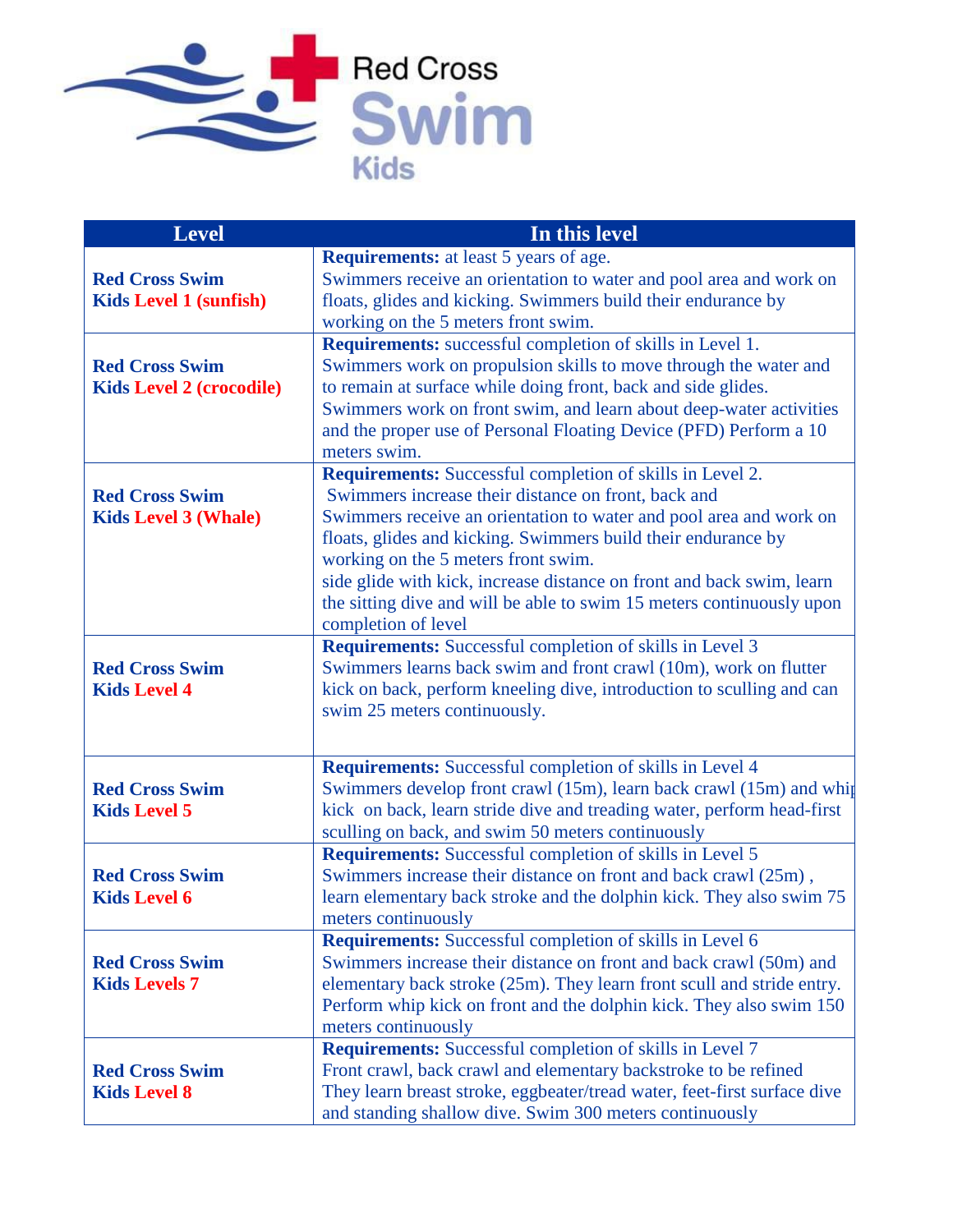Red Cross Swim Kids

| Level | In this level |
|---|---|
| **Red Cross Swim Kids Level 1 (sunfish)** | **Requirements:** at least 5 years of age. Swimmers receive an orientation to water and pool area and work on floats, glides and kicking. Swimmers build their endurance by working on the 5 meters front swim. |
| **Red Cross Swim Kids Level 2 (crocodile)** | **Requirements:** successful completion of skills in Level 1. Swimmers work on propulsion skills to move through the water and to remain at surface while doing front, back and side glides. Swimmers work on front swim, and learn about deep-water activities and the proper use of Personal Floating Device (PFD) Perform a 10 meters swim. |
| **Red Cross Swim Kids Level 3 (Whale)** | **Requirements:** Successful completion of skills in Level 2. Swimmers increase their distance on front, back and Swimmers receive an orientation to water and pool area and work on floats, glides and kicking. Swimmers build their endurance by working on the 5 meters front swim. side glide with kick, increase distance on front and back swim, learn the sitting dive and will be able to swim 15 meters continuously upon completion of level |
| **Red Cross Swim Kids Level 4** | **Requirements:** Successful completion of skills in Level 3 Swimmers learns back swim and front crawl (10m), work on flutter kick on back, perform kneeling dive, introduction to sculling and can swim 25 meters continuously. |
| **Red Cross Swim Kids Level 5** | **Requirements:** Successful completion of skills in Level 4 Swimmers develop front crawl (15m), learn back crawl (15m) and whip kick on back, learn stride dive and treading water, perform head-first sculling on back, and swim 50 meters continuously |
| **Red Cross Swim Kids Level 6** | **Requirements:** Successful completion of skills in Level 5 Swimmers increase their distance on front and back crawl (25m) , learn elementary back stroke and the dolphin kick. They also swim 75 meters continuously |
| **Red Cross Swim Kids Levels 7** | **Requirements:** Successful completion of skills in Level 6 Swimmers increase their distance on front and back crawl (50m) and elementary back stroke (25m). They learn front scull and stride entry. Perform whip kick on front and the dolphin kick. They also swim 150 meters continuously |
| **Red Cross Swim Kids Level 8** | **Requirements:** Successful completion of skills in Level 7 Front crawl, back crawl and elementary backstroke to be refined They learn breast stroke, eggbeater/tread water, feet-first surface dive and standing shallow dive. Swim 300 meters continuously |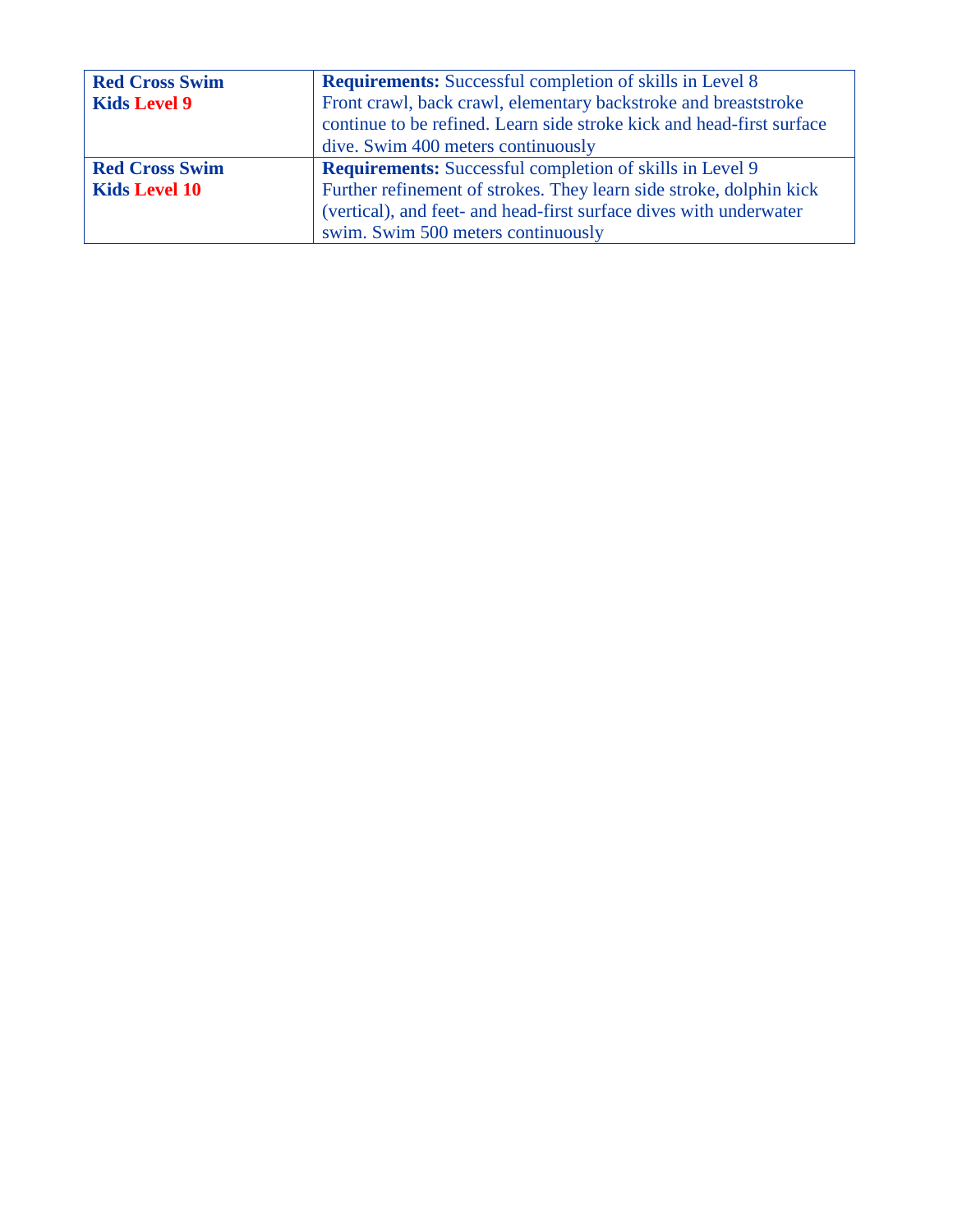| **Red Cross Swim Kids Level 9** | **Requirements:** Successful completion of skills in Level 8<br>Front crawl, back crawl, elementary backstroke and breaststroke continue to be refined. Learn side stroke kick and head-first surface dive. Swim 400 meters continuously |
|---|---|
| **Red Cross Swim Kids Level 10** | **Requirements:** Successful completion of skills in Level 9<br>Further refinement of strokes. They learn side stroke, dolphin kick (vertical), and feet- and head-first surface dives with underwater swim. Swim 500 meters continuously |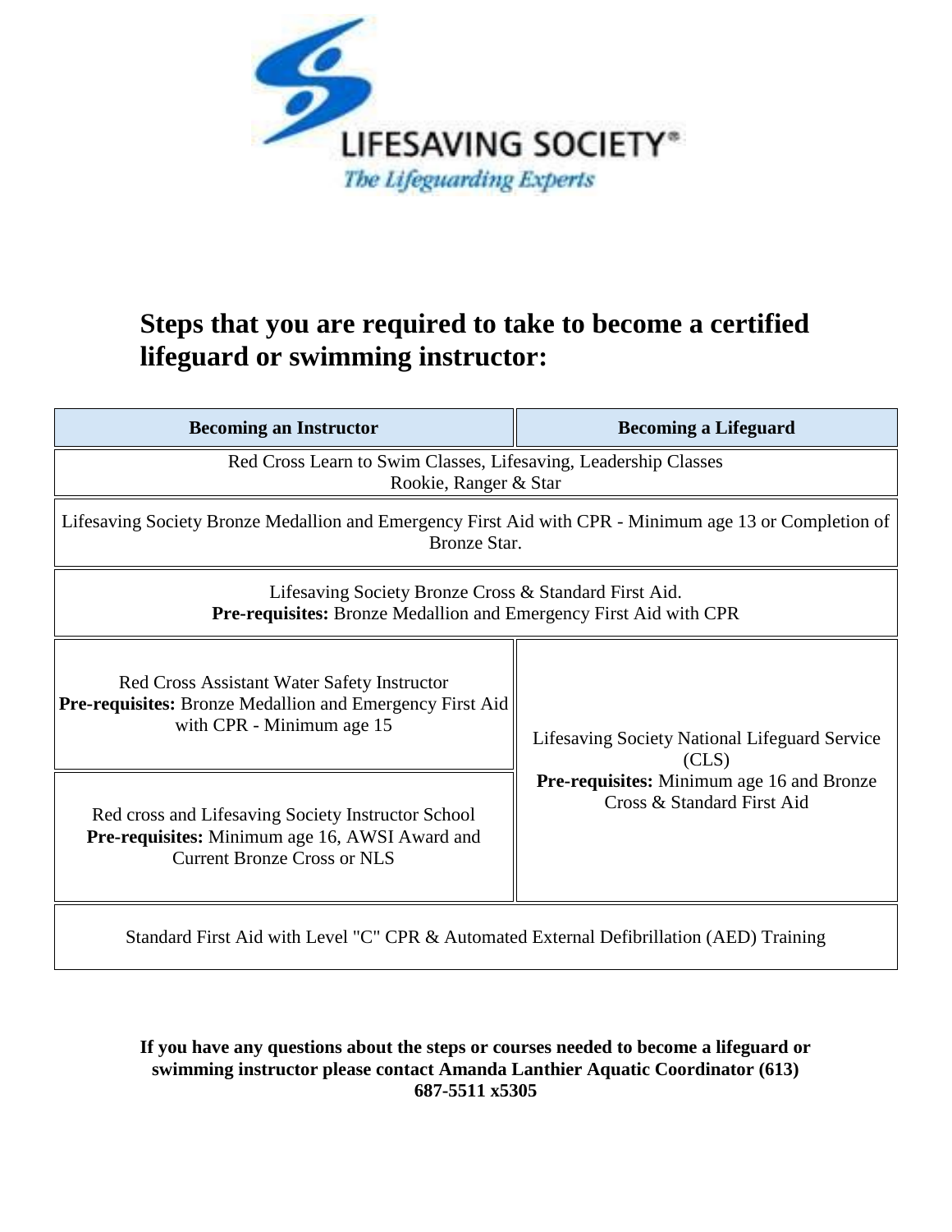LIFESAVING SOCIETY®

*The Lifeguarding Experts*

## Steps that you are required to take to become a certified lifeguard or swimming instructor:

| Becoming an Instructor | Becoming a Lifeguard |
|---|---|
| Red Cross Learn to Swim Classes, Lifesaving, Leadership Classes Rookie, Ranger & Star | |
| Lifesaving Society Bronze Medallion and Emergency First Aid with CPR - Minimum age 13 or Completion of Bronze Star. | |
| Lifesaving Society Bronze Cross & Standard First Aid. **Pre-requisites:** Bronze Medallion and Emergency First Aid with CPR | |
| Red Cross Assistant Water Safety Instructor **Pre-requisites:** Bronze Medallion and Emergency First Aid with CPR - Minimum age 15 | Lifesaving Society National Lifeguard Service (CLS) **Pre-requisites:** Minimum age 16 and Bronze Cross & Standard First Aid |
| Red cross and Lifesaving Society Instructor School **Pre-requisites:** Minimum age 16, AWSI Award and Current Bronze Cross or NLS | |
| Standard First Aid with Level "C" CPR & Automated External Defibrillation (AED) Training | |

**If you have any questions about the steps or courses needed to become a lifeguard or swimming instructor please contact Amanda Lanthier Aquatic Coordinator (613) 687-5511 x5305**